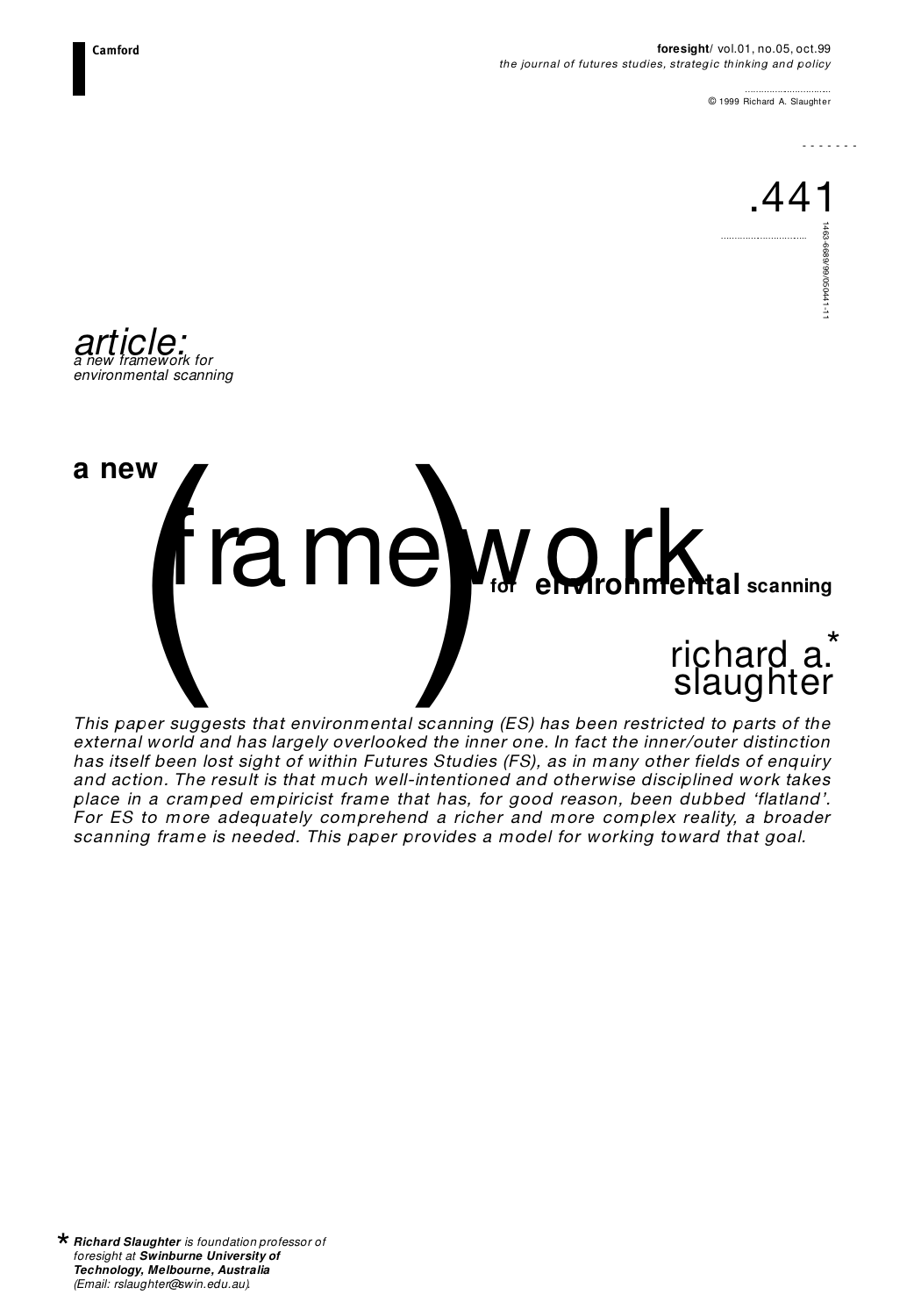*article: a new framework for environmental scanning*

# a new (framework) for environmental scanning

## richard a. slaughter*

*This paper suggests that environmental scanning (ES) has been restricted to parts of the external world and has largely overlooked the inner one. In fact the inner/outer distinction has itself been lost sight of within Futures Studies (FS), as in many other fields of enquiry and action. The result is that much well-intentioned and otherwise disciplined work takes place in a cramped empiricist frame that has, for good reason, been dubbed 'flatland'. For ES to more adequately comprehend a richer and more complex reality, a broader scanning frame is needed. This paper provides a model for working toward that goal.*

\* ***Richard Slaughter*** *is foundation professor of foresight at* ***Swinburne University of Technology, Melbourne, Australia*** *(Email: rslaughter@swin.edu.au).*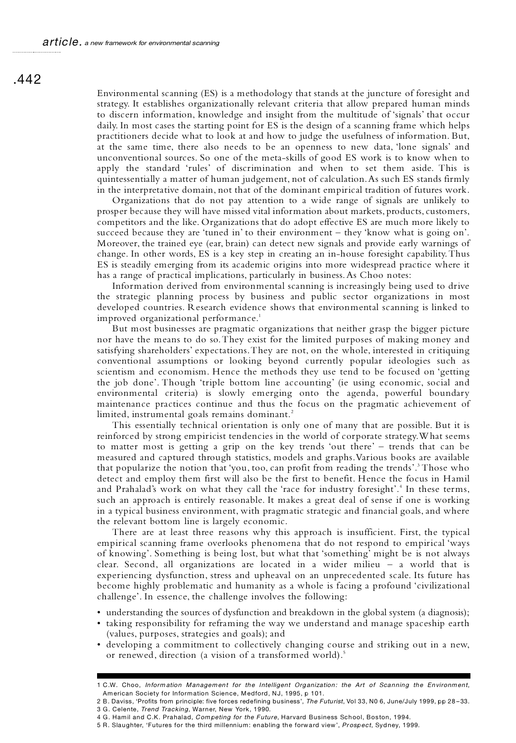Environmental scanning (ES) is a methodology that stands at the juncture of foresight and strategy. It establishes organizationally relevant criteria that allow prepared human minds to discern information, knowledge and insight from the multitude of 'signals' that occur daily. In most cases the starting point for ES is the design of a scanning frame which helps practitioners decide what to look at and how to judge the usefulness of information. But, at the same time, there also needs to be an openness to new data, 'lone signals' and unconventional sources. So one of the meta-skills of good ES work is to know when to apply the standard 'rules' of discrimination and when to set them aside. This is quintessentially a matter of human judgement, not of calculation. As such ES stands firmly in the interpretative domain, not that of the dominant empirical tradition of futures work.

Organizations that do not pay attention to a wide range of signals are unlikely to prosper because they will have missed vital information about markets, products, customers, competitors and the like. Organizations that do adopt effective ES are much more likely to succeed because they are 'tuned in' to their environment – they 'know what is going on'. Moreover, the trained eye (ear, brain) can detect new signals and provide early warnings of change. In other words, ES is a key step in creating an in-house foresight capability. Thus ES is steadily emerging from its academic origins into more widespread practice where it has a range of practical implications, particularly in business. As Choo notes:

Information derived from environmental scanning is increasingly being used to drive the strategic planning process by business and public sector organizations in most developed countries. Research evidence shows that environmental scanning is linked to improved organizational performance.[1]

But most businesses are pragmatic organizations that neither grasp the bigger picture nor have the means to do so. They exist for the limited purposes of making money and satisfying shareholders' expectations. They are not, on the whole, interested in critiquing conventional assumptions or looking beyond currently popular ideologies such as scientism and economism. Hence the methods they use tend to be focused on 'getting the job done'. Though 'triple bottom line accounting' (ie using economic, social and environmental criteria) is slowly emerging onto the agenda, powerful boundary maintenance practices continue and thus the focus on the pragmatic achievement of limited, instrumental goals remains dominant.[2]

This essentially technical orientation is only one of many that are possible. But it is reinforced by strong empiricist tendencies in the world of corporate strategy. What seems to matter most is getting a grip on the key trends 'out there' – trends that can be measured and captured through statistics, models and graphs. Various books are available that popularize the notion that 'you, too, can profit from reading the trends'.[3] Those who detect and employ them first will also be the first to benefit. Hence the focus in Hamil and Prahalad's work on what they call the 'race for industry foresight'.[4] In these terms, such an approach is entirely reasonable. It makes a great deal of sense if one is working in a typical business environment, with pragmatic strategic and financial goals, and where the relevant bottom line is largely economic.

There are at least three reasons why this approach is insufficient. First, the typical empirical scanning frame overlooks phenomena that do not respond to empirical 'ways of knowing'. Something is being lost, but what that 'something' might be is not always clear. Second, all organizations are located in a wider milieu – a world that is experiencing dysfunction, stress and upheaval on an unprecedented scale. Its future has become highly problematic and humanity as a whole is facing a profound 'civilizational challenge'. In essence, the challenge involves the following:

- understanding the sources of dysfunction and breakdown in the global system (a diagnosis);
- taking responsibility for reframing the way we understand and manage spaceship earth (values, purposes, strategies and goals); and
- developing a commitment to collectively changing course and striking out in a new, or renewed, direction (a vision of a transformed world).[5]

---

1 C.W. Choo, *Information Management for the Intelligent Organization: the Art of Scanning the Environment*, American Society for Information Science, Medford, NJ, 1995, p 101.

2 B. Daviss, 'Profits from principle: five forces redefining business', *The Futurist*, Vol 33, N0 6, June/July 1999, pp 28–33.

3 G. Celente, *Trend Tracking*, Warner, New York, 1990.

4 G. Hamil and C.K. Prahalad, *Competing for the Future*, Harvard Business School, Boston, 1994.

5 R. Slaughter, 'Futures for the third millennium: enabling the forward view', *Prospect*, Sydney, 1999.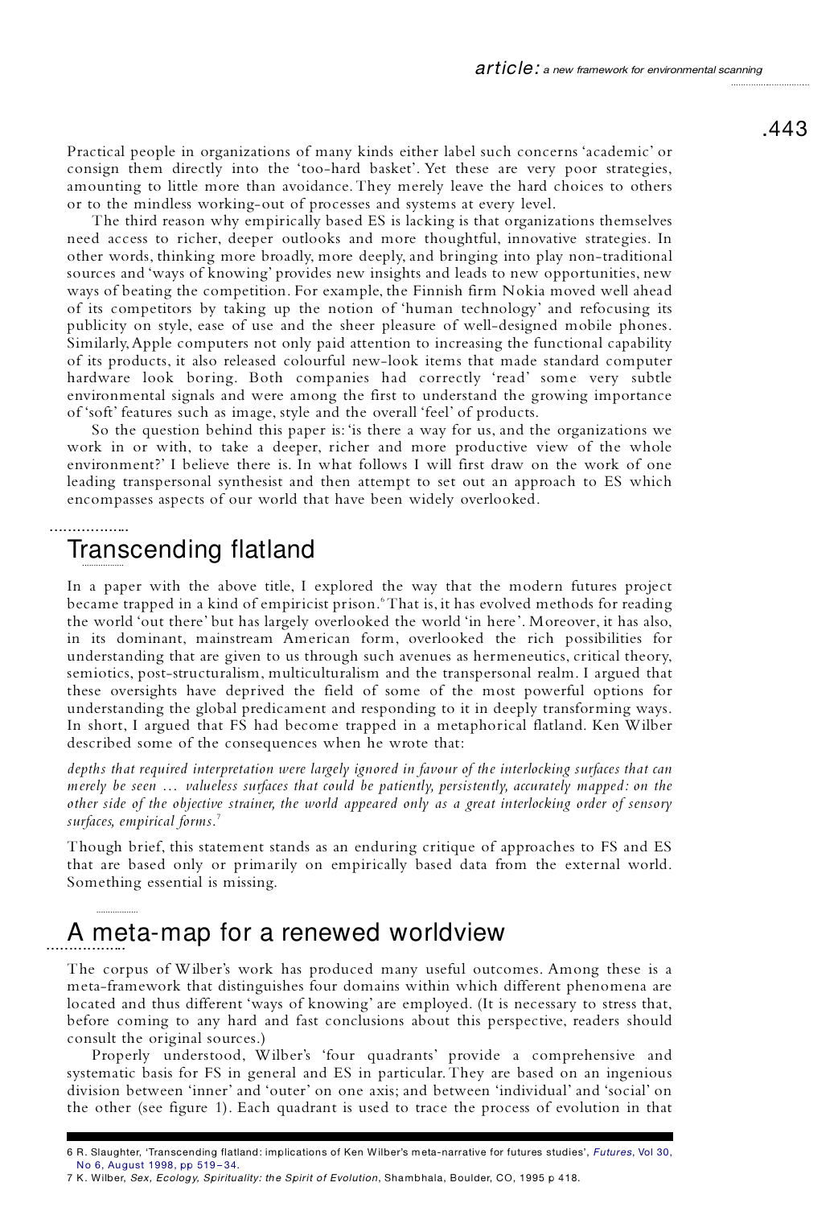Practical people in organizations of many kinds either label such concerns 'academic' or consign them directly into the 'too-hard basket'. Yet these are very poor strategies, amounting to little more than avoidance. They merely leave the hard choices to others or to the mindless working-out of processes and systems at every level.

The third reason why empirically based ES is lacking is that organizations themselves need access to richer, deeper outlooks and more thoughtful, innovative strategies. In other words, thinking more broadly, more deeply, and bringing into play non-traditional sources and 'ways of knowing' provides new insights and leads to new opportunities, new ways of beating the competition. For example, the Finnish firm Nokia moved well ahead of its competitors by taking up the notion of 'human technology' and refocusing its publicity on style, ease of use and the sheer pleasure of well-designed mobile phones. Similarly, Apple computers not only paid attention to increasing the functional capability of its products, it also released colourful new-look items that made standard computer hardware look boring. Both companies had correctly 'read' some very subtle environmental signals and were among the first to understand the growing importance of 'soft' features such as image, style and the overall 'feel' of products.

So the question behind this paper is: 'is there a way for us, and the organizations we work in or with, to take a deeper, richer and more productive view of the whole environment?' I believe there is. In what follows I will first draw on the work of one leading transpersonal synthesist and then attempt to set out an approach to ES which encompasses aspects of our world that have been widely overlooked.

## Transcending flatland

In a paper with the above title, I explored the way that the modern futures project became trapped in a kind of empiricist prison.[6] That is, it has evolved methods for reading the world 'out there' but has largely overlooked the world 'in here'. Moreover, it has also, in its dominant, mainstream American form, overlooked the rich possibilities for understanding that are given to us through such avenues as hermeneutics, critical theory, semiotics, post-structuralism, multiculturalism and the transpersonal realm. I argued that these oversights have deprived the field of some of the most powerful options for understanding the global predicament and responding to it in deeply transforming ways. In short, I argued that FS had become trapped in a metaphorical flatland. Ken Wilber described some of the consequences when he wrote that:

*depths that required interpretation were largely ignored in favour of the interlocking surfaces that can merely be seen … valueless surfaces that could be patiently, persistently, accurately mapped: on the other side of the objective strainer, the world appeared only as a great interlocking order of sensory surfaces, empirical forms.*[7]

Though brief, this statement stands as an enduring critique of approaches to FS and ES that are based only or primarily on empirically based data from the external world. Something essential is missing.

## A meta-map for a renewed worldview

The corpus of Wilber's work has produced many useful outcomes. Among these is a meta-framework that distinguishes four domains within which different phenomena are located and thus different 'ways of knowing' are employed. (It is necessary to stress that, before coming to any hard and fast conclusions about this perspective, readers should consult the original sources.)

Properly understood, Wilber's 'four quadrants' provide a comprehensive and systematic basis for FS in general and ES in particular. They are based on an ingenious division between 'inner' and 'outer' on one axis; and between 'individual' and 'social' on the other (see figure 1). Each quadrant is used to trace the process of evolution in that

6 R. Slaughter, 'Transcending flatland: implications of Ken Wilber's meta-narrative for futures studies', *Futures*, Vol 30, No 6, August 1998, pp 519–34.

7 K. Wilber, *Sex, Ecology, Spirituality: the Spirit of Evolution*, Shambhala, Boulder, CO, 1995 p 418.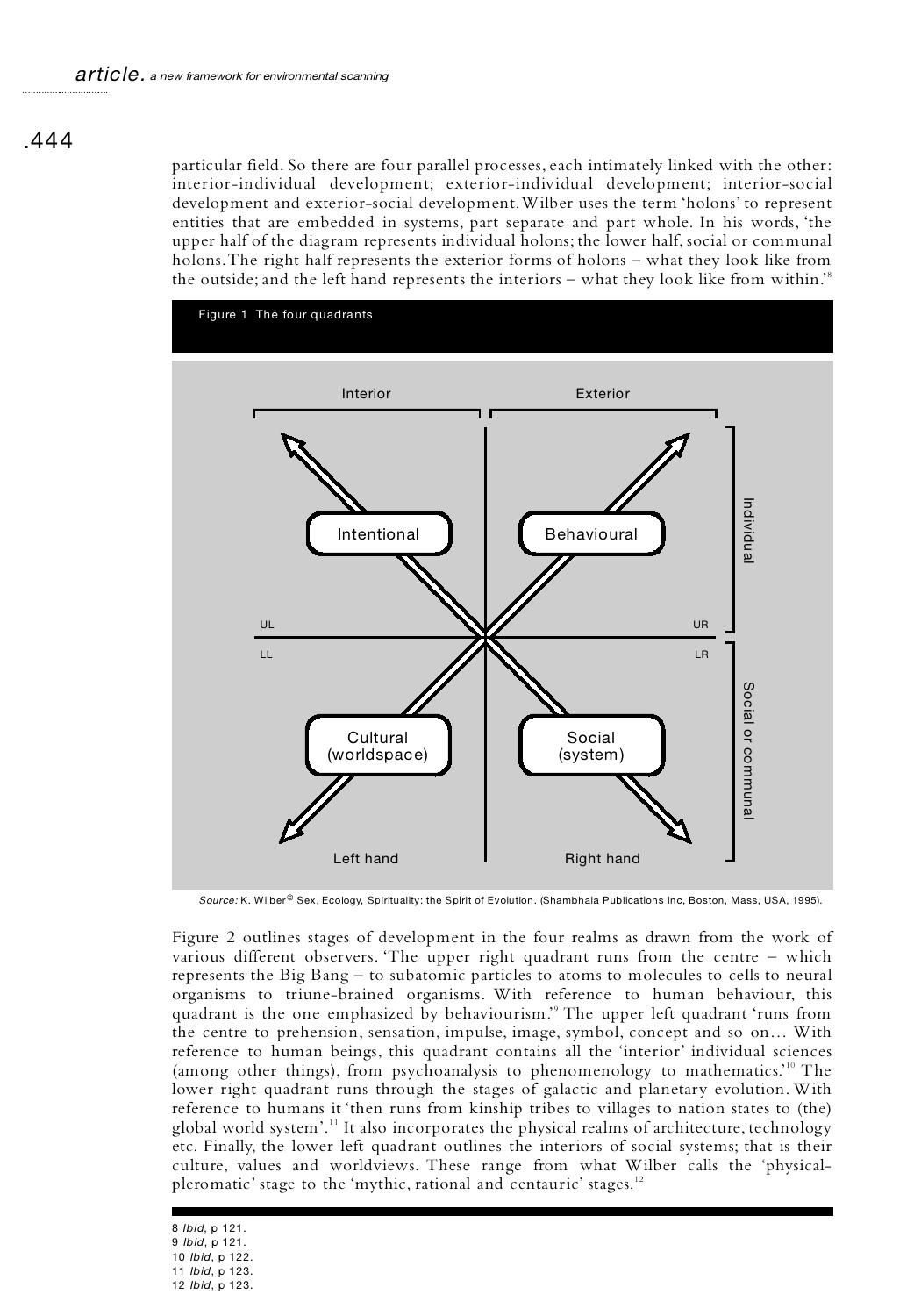particular field. So there are four parallel processes, each intimately linked with the other: interior-individual development; exterior-individual development; interior-social development and exterior-social development. Wilber uses the term 'holons' to represent entities that are embedded in systems, part separate and part whole. In his words, 'the upper half of the diagram represents individual holons; the lower half, social or communal holons. The right half represents the exterior forms of holons – what they look like from the outside; and the left hand represents the interiors – what they look like from within.'[8]

Figure 1 The four quadrants

| | Interior | Exterior | |
|---|---|---|---|
| UL / UR | Intentional | Behavioural | Individual |
| LL / LR | Cultural (worldspace) | Social (system) | Social or communal |
| | Left hand | Right hand | |

*Source:* K. Wilber © Sex, Ecology, Spirituality: the Spirit of Evolution. (Shambhala Publications Inc, Boston, Mass, USA, 1995).

Figure 2 outlines stages of development in the four realms as drawn from the work of various different observers. 'The upper right quadrant runs from the centre – which represents the Big Bang – to subatomic particles to atoms to molecules to cells to neural organisms to triune-brained organisms. With reference to human behaviour, this quadrant is the one emphasized by behaviourism.'[9] The upper left quadrant 'runs from the centre to prehension, sensation, impulse, image, symbol, concept and so on… With reference to human beings, this quadrant contains all the 'interior' individual sciences (among other things), from psychoanalysis to phenomenology to mathematics.'[10] The lower right quadrant runs through the stages of galactic and planetary evolution. With reference to humans it 'then runs from kinship tribes to villages to nation states to (the) global world system'.[11] It also incorporates the physical realms of architecture, technology etc. Finally, the lower left quadrant outlines the interiors of social systems; that is their culture, values and worldviews. These range from what Wilber calls the 'physical-pleromatic' stage to the 'mythic, rational and centauric' stages.[12]

8 *Ibid*, p 121.
9 *Ibid*, p 121.
10 *Ibid*, p 122.
11 *Ibid*, p 123.
12 *Ibid*, p 123.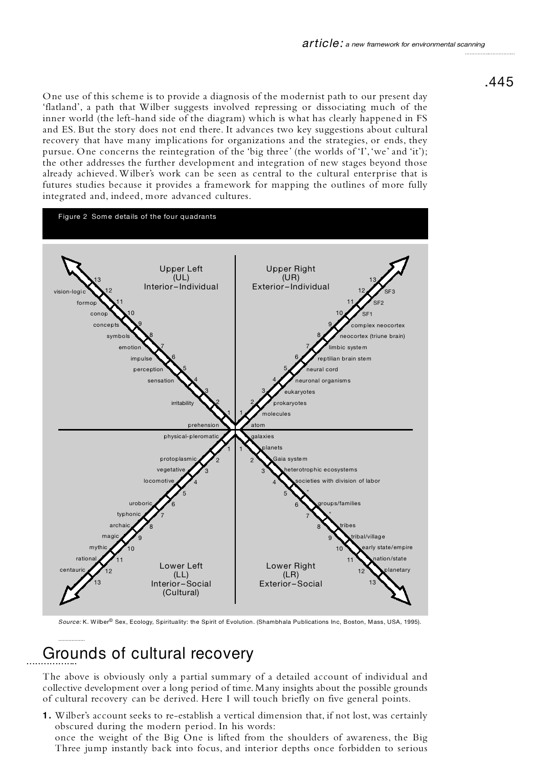One use of this scheme is to provide a diagnosis of the modernist path to our present day 'flatland', a path that Wilber suggests involved repressing or dissociating much of the inner world (the left-hand side of the diagram) which is what has clearly happened in FS and ES. But the story does not end there. It advances two key suggestions about cultural recovery that have many implications for organizations and the strategies, or ends, they pursue. One concerns the reintegration of the 'big three' (the worlds of 'I', 'we' and 'it'); the other addresses the further development and integration of new stages beyond those already achieved. Wilber's work can be seen as central to the cultural enterprise that is futures studies because it provides a framework for mapping the outlines of more fully integrated and, indeed, more advanced cultures.

Figure 2 Some details of the four quadrants

| Stage | Upper Left (UL) Interior–Individual | Upper Right (UR) Exterior–Individual | Lower Left (LL) Interior–Social (Cultural) | Lower Right (LR) Exterior–Social |
|---|---|---|---|---|
| | prehension | atom | physical-pleromatic | galaxies |
| 1 | | molecules | | planets |
| 2 | irritability | prokaryotes | protoplasmic | Gaia system |
| 3 | | eukaryotes | vegetative | heterotrophic ecosystems |
| 4 | sensation | neuronal organisms | locomotive | societies with division of labor |
| 5 | perception | neural cord | | " |
| 6 | impulse | reptilian brain stem | uroboric | groups/families |
| 7 | emotion | limbic system | typhonic | " |
| 8 | symbols | neocortex (triune brain) | archaic | tribes |
| 9 | concepts | complex neocortex | magic | tribal/village |
| 10 | conop | SF1 | mythic | early state/empire |
| 11 | formop | SF2 | rational | nation/state |
| 12 | vision-logic | SF3 | centauric | planetary |
| 13 | | | | |

*Source:* K. Wilber© Sex, Ecology, Spirituality: the Spirit of Evolution. (Shambhala Publications Inc, Boston, Mass, USA, 1995).

## Grounds of cultural recovery

The above is obviously only a partial summary of a detailed account of individual and collective development over a long period of time. Many insights about the possible grounds of cultural recovery can be derived. Here I will touch briefly on five general points.

**1.** Wilber's account seeks to re-establish a vertical dimension that, if not lost, was certainly obscured during the modern period. In his words:
once the weight of the Big One is lifted from the shoulders of awareness, the Big Three jump instantly back into focus, and interior depths once forbidden to serious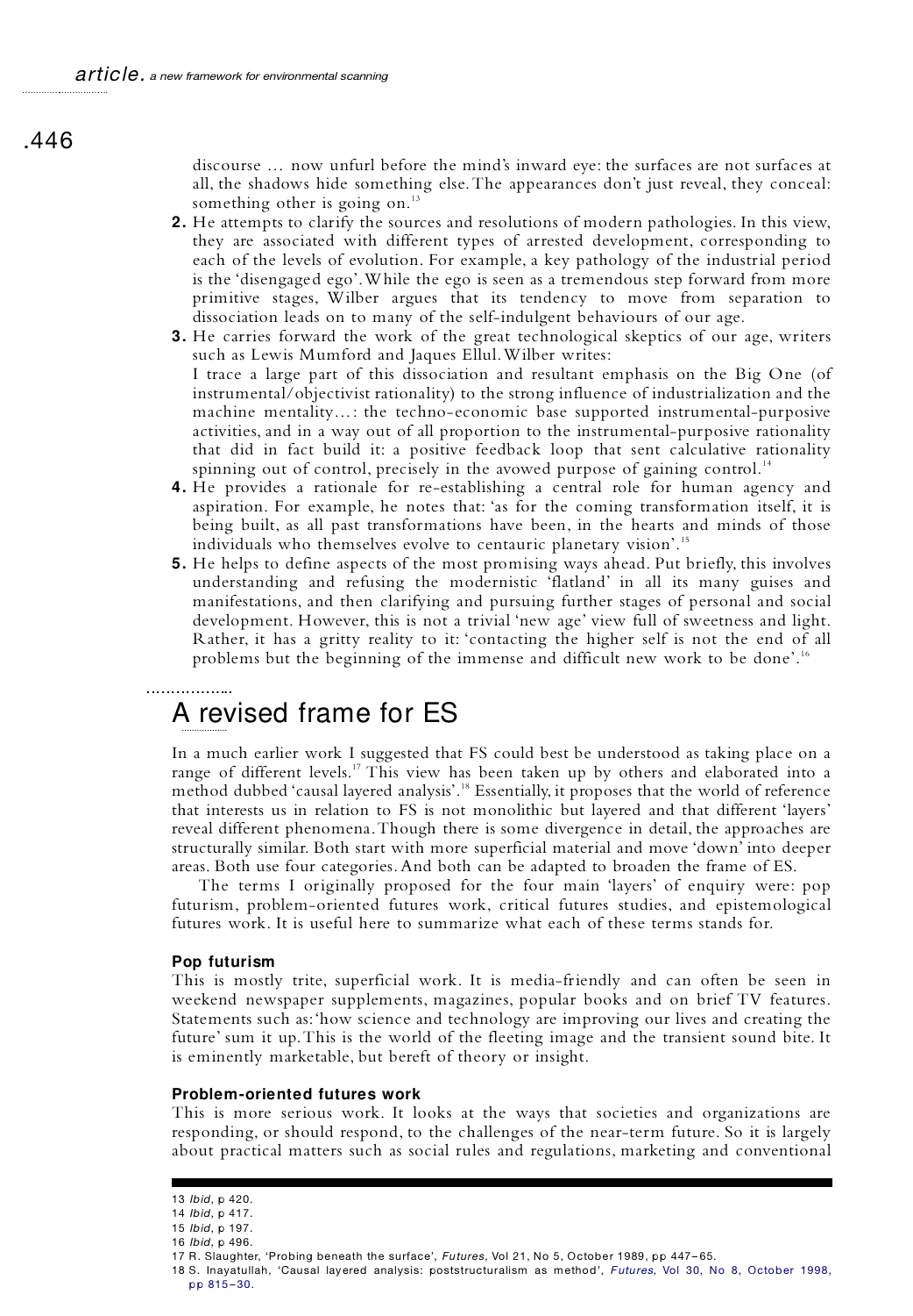discourse … now unfurl before the mind's inward eye: the surfaces are not surfaces at all, the shadows hide something else. The appearances don't just reveal, they conceal: something other is going on.[13]

2. He attempts to clarify the sources and resolutions of modern pathologies. In this view, they are associated with different types of arrested development, corresponding to each of the levels of evolution. For example, a key pathology of the industrial period is the 'disengaged ego'. While the ego is seen as a tremendous step forward from more primitive stages, Wilber argues that its tendency to move from separation to dissociation leads on to many of the self-indulgent behaviours of our age.
3. He carries forward the work of the great technological skeptics of our age, writers such as Lewis Mumford and Jaques Ellul. Wilber writes:
   I trace a large part of this dissociation and resultant emphasis on the Big One (of instrumental/objectivist rationality) to the strong influence of industrialization and the machine mentality…: the techno-economic base supported instrumental-purposive activities, and in a way out of all proportion to the instrumental-purposive rationality that did in fact build it: a positive feedback loop that sent calculative rationality spinning out of control, precisely in the avowed purpose of gaining control.[14]
4. He provides a rationale for re-establishing a central role for human agency and aspiration. For example, he notes that: 'as for the coming transformation itself, it is being built, as all past transformations have been, in the hearts and minds of those individuals who themselves evolve to centauric planetary vision'.[15]
5. He helps to define aspects of the most promising ways ahead. Put briefly, this involves understanding and refusing the modernistic 'flatland' in all its many guises and manifestations, and then clarifying and pursuing further stages of personal and social development. However, this is not a trivial 'new age' view full of sweetness and light. Rather, it has a gritty reality to it: 'contacting the higher self is not the end of all problems but the beginning of the immense and difficult new work to be done'.[16]

## A revised frame for ES

In a much earlier work I suggested that FS could best be understood as taking place on a range of different levels.[17] This view has been taken up by others and elaborated into a method dubbed 'causal layered analysis'.[18] Essentially, it proposes that the world of reference that interests us in relation to FS is not monolithic but layered and that different 'layers' reveal different phenomena. Though there is some divergence in detail, the approaches are structurally similar. Both start with more superficial material and move 'down' into deeper areas. Both use four categories. And both can be adapted to broaden the frame of ES.

The terms I originally proposed for the four main 'layers' of enquiry were: pop futurism, problem-oriented futures work, critical futures studies, and epistemological futures work. It is useful here to summarize what each of these terms stands for.

### Pop futurism

This is mostly trite, superficial work. It is media-friendly and can often be seen in weekend newspaper supplements, magazines, popular books and on brief TV features. Statements such as: 'how science and technology are improving our lives and creating the future' sum it up. This is the world of the fleeting image and the transient sound bite. It is eminently marketable, but bereft of theory or insight.

### Problem-oriented futures work

This is more serious work. It looks at the ways that societies and organizations are responding, or should respond, to the challenges of the near-term future. So it is largely about practical matters such as social rules and regulations, marketing and conventional

13 *Ibid*, p 420.
14 *Ibid*, p 417.
15 *Ibid*, p 197.
16 *Ibid*, p 496.
17 R. Slaughter, 'Probing beneath the surface', *Futures*, Vol 21, No 5, October 1989, pp 447–65.
18 S. Inayatullah, 'Causal layered analysis: poststructuralism as method', *Futures*, Vol 30, No 8, October 1998, pp 815–30.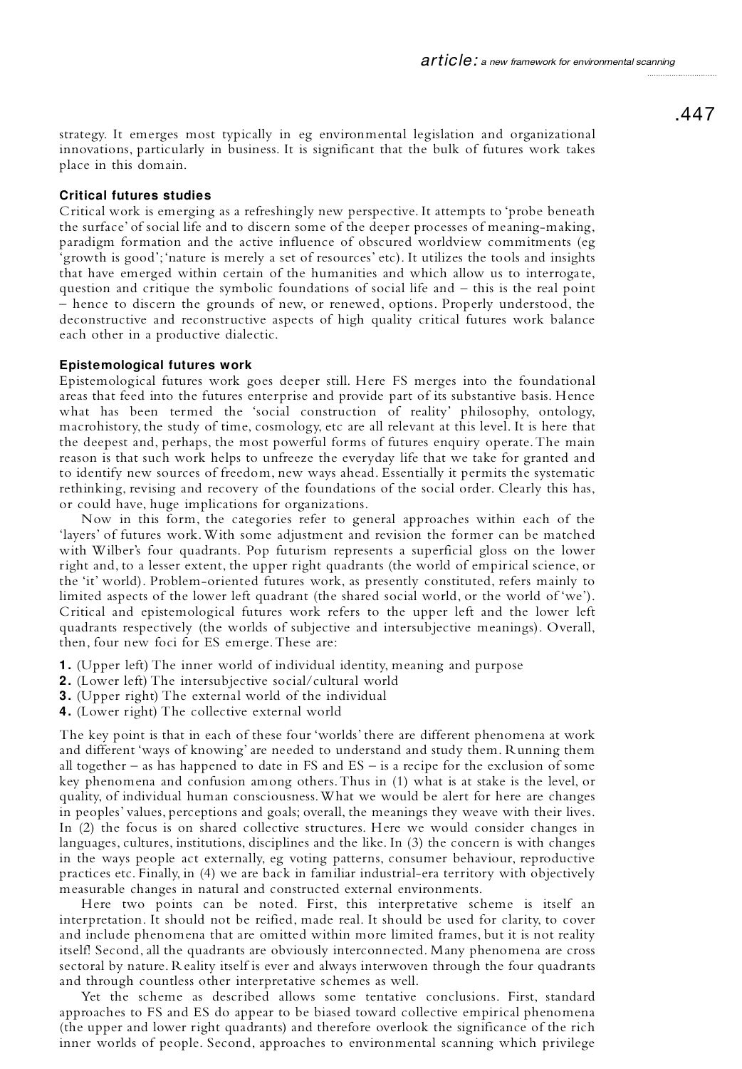strategy. It emerges most typically in eg environmental legislation and organizational innovations, particularly in business. It is significant that the bulk of futures work takes place in this domain.

### Critical futures studies

Critical work is emerging as a refreshingly new perspective. It attempts to 'probe beneath the surface' of social life and to discern some of the deeper processes of meaning-making, paradigm formation and the active influence of obscured worldview commitments (eg 'growth is good'; 'nature is merely a set of resources' etc). It utilizes the tools and insights that have emerged within certain of the humanities and which allow us to interrogate, question and critique the symbolic foundations of social life and – this is the real point – hence to discern the grounds of new, or renewed, options. Properly understood, the deconstructive and reconstructive aspects of high quality critical futures work balance each other in a productive dialectic.

### Epistemological futures work

Epistemological futures work goes deeper still. Here FS merges into the foundational areas that feed into the futures enterprise and provide part of its substantive basis. Hence what has been termed the 'social construction of reality' philosophy, ontology, macrohistory, the study of time, cosmology, etc are all relevant at this level. It is here that the deepest and, perhaps, the most powerful forms of futures enquiry operate. The main reason is that such work helps to unfreeze the everyday life that we take for granted and to identify new sources of freedom, new ways ahead. Essentially it permits the systematic rethinking, revising and recovery of the foundations of the social order. Clearly this has, or could have, huge implications for organizations.

Now in this form, the categories refer to general approaches within each of the 'layers' of futures work. With some adjustment and revision the former can be matched with Wilber's four quadrants. Pop futurism represents a superficial gloss on the lower right and, to a lesser extent, the upper right quadrants (the world of empirical science, or the 'it' world). Problem-oriented futures work, as presently constituted, refers mainly to limited aspects of the lower left quadrant (the shared social world, or the world of 'we'). Critical and epistemological futures work refers to the upper left and the lower left quadrants respectively (the worlds of subjective and intersubjective meanings). Overall, then, four new foci for ES emerge. These are:

1. (Upper left) The inner world of individual identity, meaning and purpose
2. (Lower left) The intersubjective social/cultural world
3. (Upper right) The external world of the individual
4. (Lower right) The collective external world

The key point is that in each of these four 'worlds' there are different phenomena at work and different 'ways of knowing' are needed to understand and study them. Running them all together – as has happened to date in FS and ES – is a recipe for the exclusion of some key phenomena and confusion among others. Thus in (1) what is at stake is the level, or quality, of individual human consciousness. What we would be alert for here are changes in peoples' values, perceptions and goals; overall, the meanings they weave with their lives. In (2) the focus is on shared collective structures. Here we would consider changes in languages, cultures, institutions, disciplines and the like. In (3) the concern is with changes in the ways people act externally, eg voting patterns, consumer behaviour, reproductive practices etc. Finally, in (4) we are back in familiar industrial-era territory with objectively measurable changes in natural and constructed external environments.

Here two points can be noted. First, this interpretative scheme is itself an interpretation. It should not be reified, made real. It should be used for clarity, to cover and include phenomena that are omitted within more limited frames, but it is not reality itself! Second, all the quadrants are obviously interconnected. Many phenomena are cross sectoral by nature. Reality itself is ever and always interwoven through the four quadrants and through countless other interpretative schemes as well.

Yet the scheme as described allows some tentative conclusions. First, standard approaches to FS and ES do appear to be biased toward collective empirical phenomena (the upper and lower right quadrants) and therefore overlook the significance of the rich inner worlds of people. Second, approaches to environmental scanning which privilege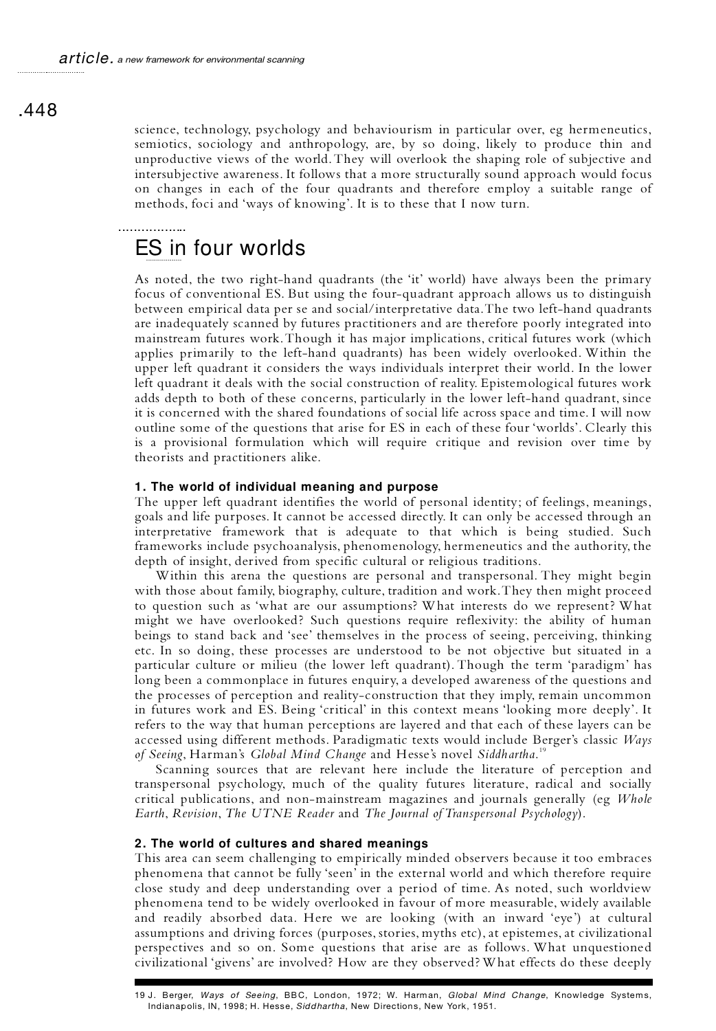science, technology, psychology and behaviourism in particular over, eg hermeneutics, semiotics, sociology and anthropology, are, by so doing, likely to produce thin and unproductive views of the world. They will overlook the shaping role of subjective and intersubjective awareness. It follows that a more structurally sound approach would focus on changes in each of the four quadrants and therefore employ a suitable range of methods, foci and 'ways of knowing'. It is to these that I now turn.

## ES in four worlds

As noted, the two right-hand quadrants (the 'it' world) have always been the primary focus of conventional ES. But using the four-quadrant approach allows us to distinguish between empirical data per se and social/interpretative data. The two left-hand quadrants are inadequately scanned by futures practitioners and are therefore poorly integrated into mainstream futures work. Though it has major implications, critical futures work (which applies primarily to the left-hand quadrants) has been widely overlooked. Within the upper left quadrant it considers the ways individuals interpret their world. In the lower left quadrant it deals with the social construction of reality. Epistemological futures work adds depth to both of these concerns, particularly in the lower left-hand quadrant, since it is concerned with the shared foundations of social life across space and time. I will now outline some of the questions that arise for ES in each of these four 'worlds'. Clearly this is a provisional formulation which will require critique and revision over time by theorists and practitioners alike.

### 1. The world of individual meaning and purpose

The upper left quadrant identifies the world of personal identity; of feelings, meanings, goals and life purposes. It cannot be accessed directly. It can only be accessed through an interpretative framework that is adequate to that which is being studied. Such frameworks include psychoanalysis, phenomenology, hermeneutics and the authority, the depth of insight, derived from specific cultural or religious traditions.

Within this arena the questions are personal and transpersonal. They might begin with those about family, biography, culture, tradition and work. They then might proceed to question such as 'what are our assumptions? What interests do we represent? What might we have overlooked? Such questions require reflexivity: the ability of human beings to stand back and 'see' themselves in the process of seeing, perceiving, thinking etc. In so doing, these processes are understood to be not objective but situated in a particular culture or milieu (the lower left quadrant). Though the term 'paradigm' has long been a commonplace in futures enquiry, a developed awareness of the questions and the processes of perception and reality-construction that they imply, remain uncommon in futures work and ES. Being 'critical' in this context means 'looking more deeply'. It refers to the way that human perceptions are layered and that each of these layers can be accessed using different methods. Paradigmatic texts would include Berger's classic *Ways of Seeing*, Harman's *Global Mind Change* and Hesse's novel *Siddhartha*.[19]

Scanning sources that are relevant here include the literature of perception and transpersonal psychology, much of the quality futures literature, radical and socially critical publications, and non-mainstream magazines and journals generally (eg *Whole Earth*, *Revision*, *The UTNE Reader* and *The Journal of Transpersonal Psychology*).

### 2. The world of cultures and shared meanings

This area can seem challenging to empirically minded observers because it too embraces phenomena that cannot be fully 'seen' in the external world and which therefore require close study and deep understanding over a period of time. As noted, such worldview phenomena tend to be widely overlooked in favour of more measurable, widely available and readily absorbed data. Here we are looking (with an inward 'eye') at cultural assumptions and driving forces (purposes, stories, myths etc), at epistemes, at civilizational perspectives and so on. Some questions that arise are as follows. What unquestioned civilizational 'givens' are involved? How are they observed? What effects do these deeply

19 J. Berger, *Ways of Seeing*, BBC, London, 1972; W. Harman, *Global Mind Change*, Knowledge Systems, Indianapolis, IN, 1998; H. Hesse, *Siddhartha*, New Directions, New York, 1951.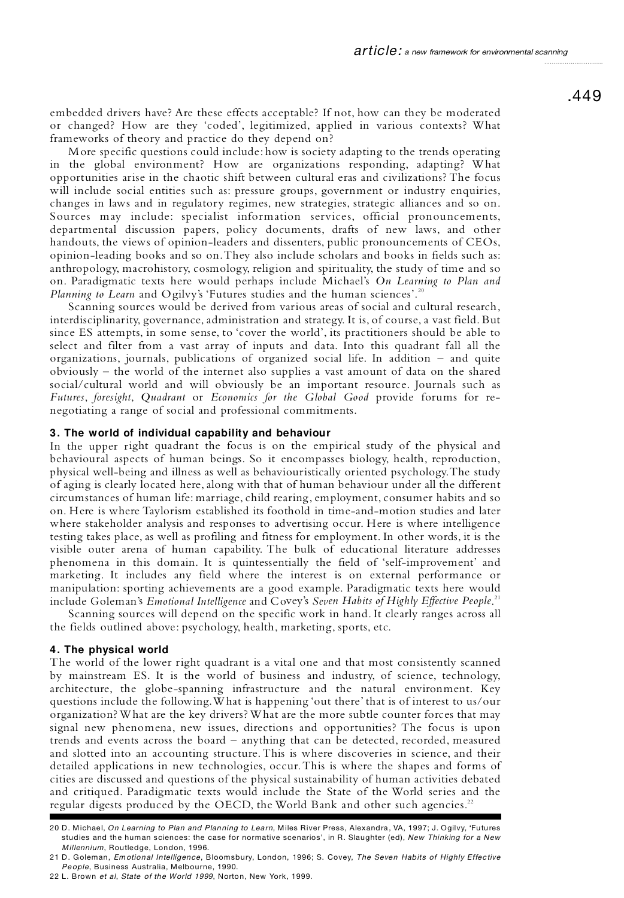embedded drivers have? Are these effects acceptable? If not, how can they be moderated or changed? How are they 'coded', legitimized, applied in various contexts? What frameworks of theory and practice do they depend on?

More specific questions could include: how is society adapting to the trends operating in the global environment? How are organizations responding, adapting? What opportunities arise in the chaotic shift between cultural eras and civilizations? The focus will include social entities such as: pressure groups, government or industry enquiries, changes in laws and in regulatory regimes, new strategies, strategic alliances and so on. Sources may include: specialist information services, official pronouncements, departmental discussion papers, policy documents, drafts of new laws, and other handouts, the views of opinion-leaders and dissenters, public pronouncements of CEOs, opinion-leading books and so on. They also include scholars and books in fields such as: anthropology, macrohistory, cosmology, religion and spirituality, the study of time and so on. Paradigmatic texts here would perhaps include Michael's *On Learning to Plan and Planning to Learn* and Ogilvy's 'Futures studies and the human sciences'.[20]

Scanning sources would be derived from various areas of social and cultural research, interdisciplinarity, governance, administration and strategy. It is, of course, a vast field. But since ES attempts, in some sense, to 'cover the world', its practitioners should be able to select and filter from a vast array of inputs and data. Into this quadrant fall all the organizations, journals, publications of organized social life. In addition – and quite obviously – the world of the internet also supplies a vast amount of data on the shared social/cultural world and will obviously be an important resource. Journals such as *Futures*, *foresight*, *Quadrant* or *Economics for the Global Good* provide forums for re-negotiating a range of social and professional commitments.

### 3. The world of individual capability and behaviour

In the upper right quadrant the focus is on the empirical study of the physical and behavioural aspects of human beings. So it encompasses biology, health, reproduction, physical well-being and illness as well as behaviouristically oriented psychology. The study of aging is clearly located here, along with that of human behaviour under all the different circumstances of human life: marriage, child rearing, employment, consumer habits and so on. Here is where Taylorism established its foothold in time-and-motion studies and later where stakeholder analysis and responses to advertising occur. Here is where intelligence testing takes place, as well as profiling and fitness for employment. In other words, it is the visible outer arena of human capability. The bulk of educational literature addresses phenomena in this domain. It is quintessentially the field of 'self-improvement' and marketing. It includes any field where the interest is on external performance or manipulation: sporting achievements are a good example. Paradigmatic texts here would include Goleman's *Emotional Intelligence* and Covey's *Seven Habits of Highly Effective People*.[21]

Scanning sources will depend on the specific work in hand. It clearly ranges across all the fields outlined above: psychology, health, marketing, sports, etc.

### 4. The physical world

The world of the lower right quadrant is a vital one and that most consistently scanned by mainstream ES. It is the world of business and industry, of science, technology, architecture, the globe-spanning infrastructure and the natural environment. Key questions include the following. What is happening 'out there' that is of interest to us/our organization? What are the key drivers? What are the more subtle counter forces that may signal new phenomena, new issues, directions and opportunities? The focus is upon trends and events across the board – anything that can be detected, recorded, measured and slotted into an accounting structure. This is where discoveries in science, and their detailed applications in new technologies, occur. This is where the shapes and forms of cities are discussed and questions of the physical sustainability of human activities debated and critiqued. Paradigmatic texts would include the State of the World series and the regular digests produced by the OECD, the World Bank and other such agencies.[22]

---

20 D. Michael, *On Learning to Plan and Planning to Learn*, Miles River Press, Alexandra, VA, 1997; J. Ogilvy, 'Futures studies and the human sciences: the case for normative scenarios', in R. Slaughter (ed), *New Thinking for a New Millennium*, Routledge, London, 1996.

21 D. Goleman, *Emotional Intelligence*, Bloomsbury, London, 1996; S. Covey, *The Seven Habits of Highly Effective People*, Business Australia, Melbourne, 1990.

22 L. Brown *et al*, *State of the World 1999*, Norton, New York, 1999.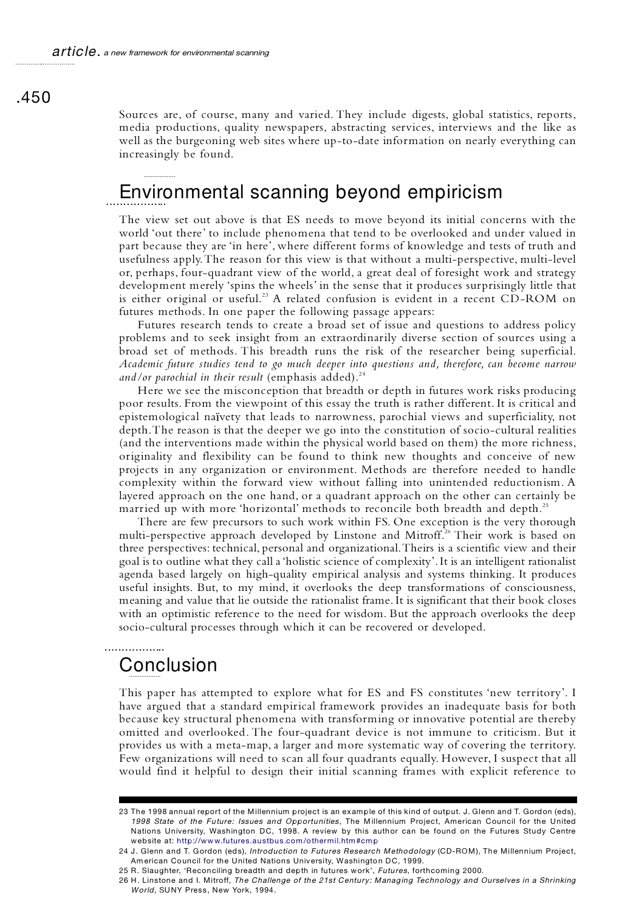Sources are, of course, many and varied. They include digests, global statistics, reports, media productions, quality newspapers, abstracting services, interviews and the like as well as the burgeoning web sites where up-to-date information on nearly everything can increasingly be found.

## Environmental scanning beyond empiricism

The view set out above is that ES needs to move beyond its initial concerns with the world 'out there' to include phenomena that tend to be overlooked and under valued in part because they are 'in here', where different forms of knowledge and tests of truth and usefulness apply. The reason for this view is that without a multi-perspective, multi-level or, perhaps, four-quadrant view of the world, a great deal of foresight work and strategy development merely 'spins the wheels' in the sense that it produces surprisingly little that is either original or useful.[23] A related confusion is evident in a recent CD-ROM on futures methods. In one paper the following passage appears:

Futures research tends to create a broad set of issue and questions to address policy problems and to seek insight from an extraordinarily diverse section of sources using a broad set of methods. This breadth runs the risk of the researcher being superficial. *Academic future studies tend to go much deeper into questions and, therefore, can become narrow and/or parochial in their result* (emphasis added).[24]

Here we see the misconception that breadth or depth in futures work risks producing poor results. From the viewpoint of this essay the truth is rather different. It is critical and epistemological naïvety that leads to narrowness, parochial views and superficiality, not depth. The reason is that the deeper we go into the constitution of socio-cultural realities (and the interventions made within the physical world based on them) the more richness, originality and flexibility can be found to think new thoughts and conceive of new projects in any organization or environment. Methods are therefore needed to handle complexity within the forward view without falling into unintended reductionism. A layered approach on the one hand, or a quadrant approach on the other can certainly be married up with more 'horizontal' methods to reconcile both breadth and depth.[25]

There are few precursors to such work within FS. One exception is the very thorough multi-perspective approach developed by Linstone and Mitroff.[26] Their work is based on three perspectives: technical, personal and organizational. Theirs is a scientific view and their goal is to outline what they call a 'holistic science of complexity'. It is an intelligent rationalist agenda based largely on high-quality empirical analysis and systems thinking. It produces useful insights. But, to my mind, it overlooks the deep transformations of consciousness, meaning and value that lie outside the rationalist frame. It is significant that their book closes with an optimistic reference to the need for wisdom. But the approach overlooks the deep socio-cultural processes through which it can be recovered or developed.

## Conclusion

This paper has attempted to explore what for ES and FS constitutes 'new territory'. I have argued that a standard empirical framework provides an inadequate basis for both because key structural phenomena with transforming or innovative potential are thereby omitted and overlooked. The four-quadrant device is not immune to criticism. But it provides us with a meta-map, a larger and more systematic way of covering the territory. Few organizations will need to scan all four quadrants equally. However, I suspect that all would find it helpful to design their initial scanning frames with explicit reference to

---

23 The 1998 annual report of the Millennium project is an example of this kind of output. J. Glenn and T. Gordon (eds), *1998 State of the Future: Issues and Opportunities*, The Millennium Project, American Council for the United Nations University, Washington DC, 1998. A review by this author can be found on the Futures Study Centre website at: http://www.futures.austbus.com/othermil.htm#cmp

24 J. Glenn and T. Gordon (eds), *Introduction to Futures Research Methodology* (CD-ROM), The Millennium Project, American Council for the United Nations University, Washington DC, 1999.

25 R. Slaughter, 'Reconciling breadth and depth in futures work', *Futures*, forthcoming 2000.

26 H. Linstone and I. Mitroff, *The Challenge of the 21st Century: Managing Technology and Ourselves in a Shrinking World*, SUNY Press, New York, 1994.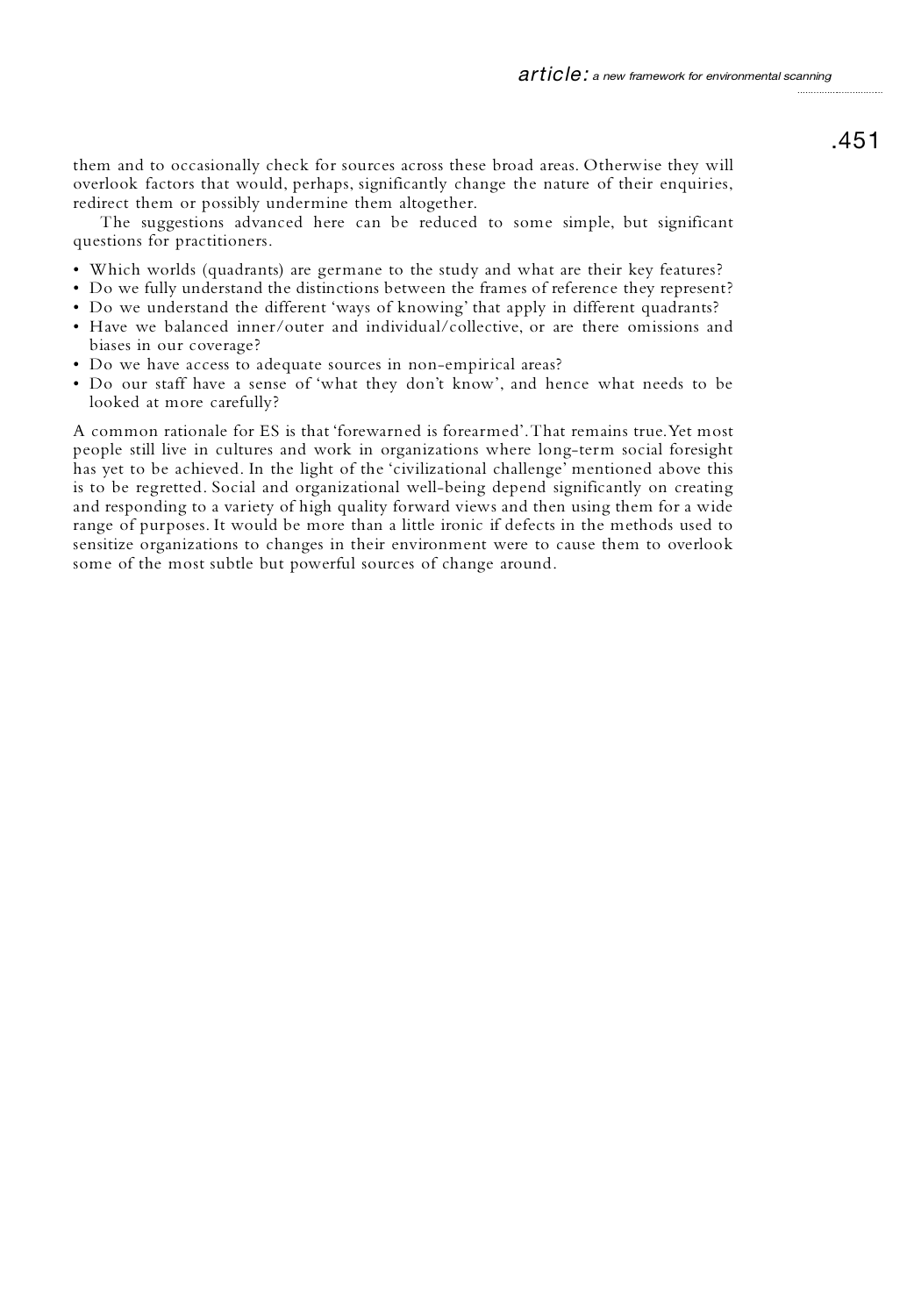them and to occasionally check for sources across these broad areas. Otherwise they will overlook factors that would, perhaps, significantly change the nature of their enquiries, redirect them or possibly undermine them altogether.

The suggestions advanced here can be reduced to some simple, but significant questions for practitioners.

- Which worlds (quadrants) are germane to the study and what are their key features?
- Do we fully understand the distinctions between the frames of reference they represent?
- Do we understand the different 'ways of knowing' that apply in different quadrants?
- Have we balanced inner/outer and individual/collective, or are there omissions and biases in our coverage?
- Do we have access to adequate sources in non-empirical areas?
- Do our staff have a sense of 'what they don't know', and hence what needs to be looked at more carefully?

A common rationale for ES is that 'forewarned is forearmed'. That remains true. Yet most people still live in cultures and work in organizations where long-term social foresight has yet to be achieved. In the light of the 'civilizational challenge' mentioned above this is to be regretted. Social and organizational well-being depend significantly on creating and responding to a variety of high quality forward views and then using them for a wide range of purposes. It would be more than a little ironic if defects in the methods used to sensitize organizations to changes in their environment were to cause them to overlook some of the most subtle but powerful sources of change around.